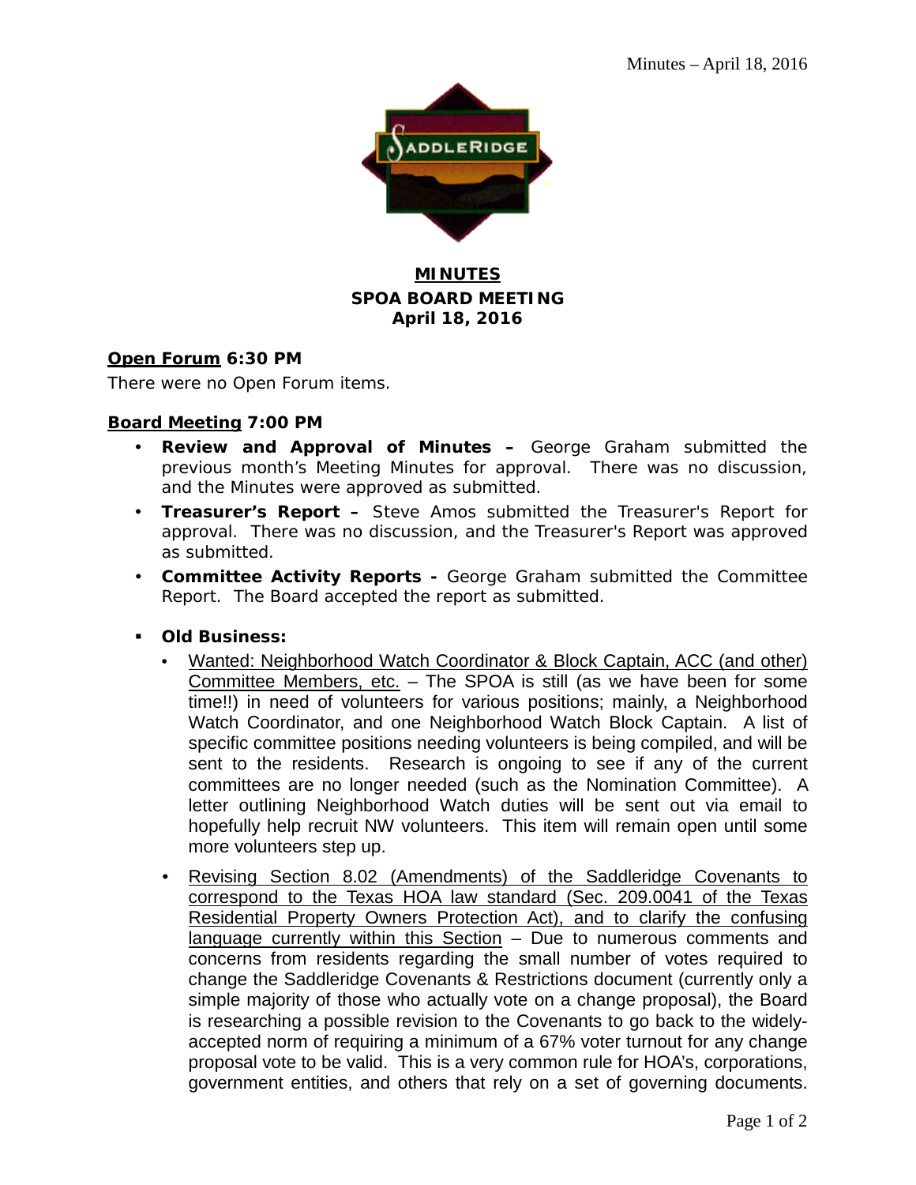**MINUTES**
**SPOA BOARD MEETING**
**April 18, 2016**

**Open Forum 6:30 PM**

There were no Open Forum items.

**Board Meeting 7:00 PM**

- **Review and Approval of Minutes –** George Graham submitted the previous month's Meeting Minutes for approval. There was no discussion, and the Minutes were approved as submitted.
- **Treasurer's Report –** Steve Amos submitted the Treasurer's Report for approval. There was no discussion, and the Treasurer's Report was approved as submitted.
- **Committee Activity Reports -** George Graham submitted the Committee Report. The Board accepted the report as submitted.
- **Old Business:**
  - Wanted: Neighborhood Watch Coordinator & Block Captain, ACC (and other) Committee Members, etc. – The SPOA is still (as we have been for some time!!) in need of volunteers for various positions; mainly, a Neighborhood Watch Coordinator, and one Neighborhood Watch Block Captain. A list of specific committee positions needing volunteers is being compiled, and will be sent to the residents. Research is ongoing to see if any of the current committees are no longer needed (such as the Nomination Committee). A letter outlining Neighborhood Watch duties will be sent out via email to hopefully help recruit NW volunteers. This item will remain open until some more volunteers step up.
  - Revising Section 8.02 (Amendments) of the Saddleridge Covenants to correspond to the Texas HOA law standard (Sec. 209.0041 of the Texas Residential Property Owners Protection Act), and to clarify the confusing language currently within this Section – Due to numerous comments and concerns from residents regarding the small number of votes required to change the Saddleridge Covenants & Restrictions document (currently only a simple majority of those who actually vote on a change proposal), the Board is researching a possible revision to the Covenants to go back to the widely-accepted norm of requiring a minimum of a 67% voter turnout for any change proposal vote to be valid. This is a very common rule for HOA's, corporations, government entities, and others that rely on a set of governing documents.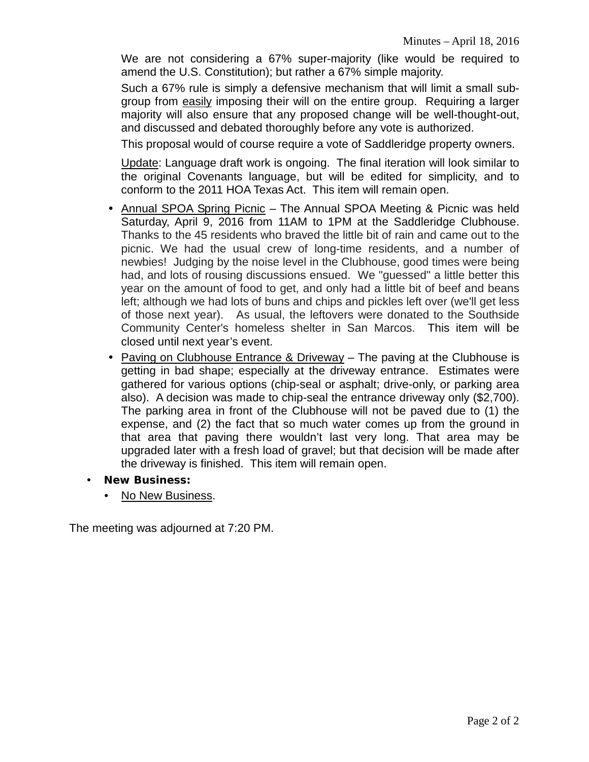We are not considering a 67% super-majority (like would be required to amend the U.S. Constitution); but rather a 67% simple majority.

Such a 67% rule is simply a defensive mechanism that will limit a small sub-group from easily imposing their will on the entire group. Requiring a larger majority will also ensure that any proposed change will be well-thought-out, and discussed and debated thoroughly before any vote is authorized.

This proposal would of course require a vote of Saddleridge property owners.

Update: Language draft work is ongoing. The final iteration will look similar to the original Covenants language, but will be edited for simplicity, and to conform to the 2011 HOA Texas Act. This item will remain open.

- Annual SPOA Spring Picnic – The Annual SPOA Meeting & Picnic was held Saturday, April 9, 2016 from 11AM to 1PM at the Saddleridge Clubhouse. Thanks to the 45 residents who braved the little bit of rain and came out to the picnic. We had the usual crew of long-time residents, and a number of newbies! Judging by the noise level in the Clubhouse, good times were being had, and lots of rousing discussions ensued. We "guessed" a little better this year on the amount of food to get, and only had a little bit of beef and beans left; although we had lots of buns and chips and pickles left over (we'll get less of those next year). As usual, the leftovers were donated to the Southside Community Center's homeless shelter in San Marcos. This item will be closed until next year's event.
- Paving on Clubhouse Entrance & Driveway – The paving at the Clubhouse is getting in bad shape; especially at the driveway entrance. Estimates were gathered for various options (chip-seal or asphalt; drive-only, or parking area also). A decision was made to chip-seal the entrance driveway only ($2,700). The parking area in front of the Clubhouse will not be paved due to (1) the expense, and (2) the fact that so much water comes up from the ground in that area that paving there wouldn't last very long. That area may be upgraded later with a fresh load of gravel; but that decision will be made after the driveway is finished. This item will remain open.

- **New Business:**
  - No New Business.

The meeting was adjourned at 7:20 PM.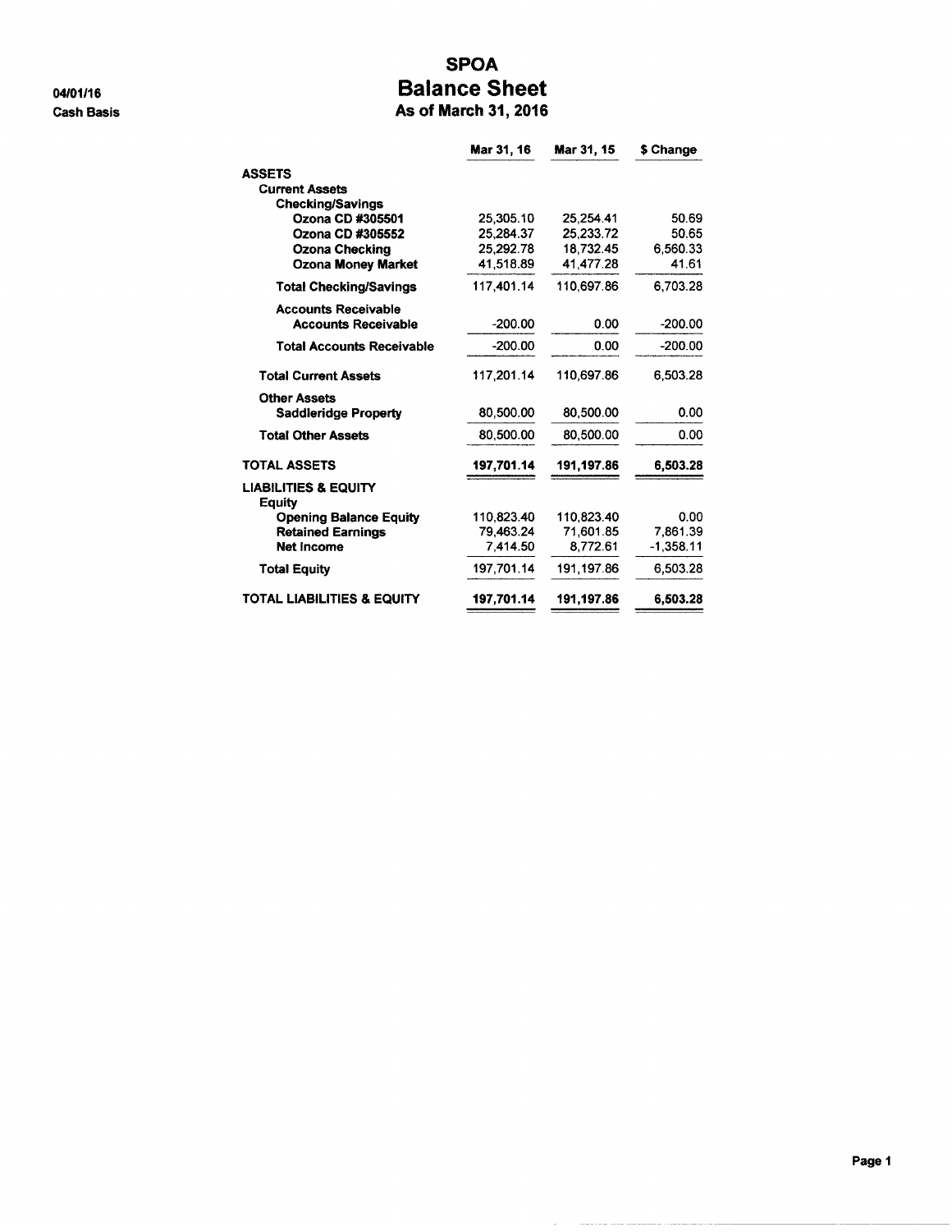04/01/16

Cash Basis

# SPOA
# Balance Sheet
## As of March 31, 2016

| | Mar 31, 16 | Mar 31, 15 | $ Change |
|---|---|---|---|
| **ASSETS** | | | |
| **Current Assets** | | | |
| **Checking/Savings** | | | |
| **Ozona CD #305501** | 25,305.10 | 25,254.41 | 50.69 |
| **Ozona CD #305552** | 25,284.37 | 25,233.72 | 50.65 |
| **Ozona Checking** | 25,292.78 | 18,732.45 | 6,560.33 |
| **Ozona Money Market** | 41,518.89 | 41,477.28 | 41.61 |
| **Total Checking/Savings** | 117,401.14 | 110,697.86 | 6,703.28 |
| **Accounts Receivable** | | | |
| **Accounts Receivable** | -200.00 | 0.00 | -200.00 |
| **Total Accounts Receivable** | -200.00 | 0.00 | -200.00 |
| **Total Current Assets** | 117,201.14 | 110,697.86 | 6,503.28 |
| **Other Assets** | | | |
| **Saddleridge Property** | 80,500.00 | 80,500.00 | 0.00 |
| **Total Other Assets** | 80,500.00 | 80,500.00 | 0.00 |
| **TOTAL ASSETS** | **197,701.14** | **191,197.86** | **6,503.28** |
| **LIABILITIES & EQUITY** | | | |
| **Equity** | | | |
| **Opening Balance Equity** | 110,823.40 | 110,823.40 | 0.00 |
| **Retained Earnings** | 79,463.24 | 71,601.85 | 7,861.39 |
| **Net Income** | 7,414.50 | 8,772.61 | -1,358.11 |
| **Total Equity** | 197,701.14 | 191,197.86 | 6,503.28 |
| **TOTAL LIABILITIES & EQUITY** | **197,701.14** | **191,197.86** | **6,503.28** |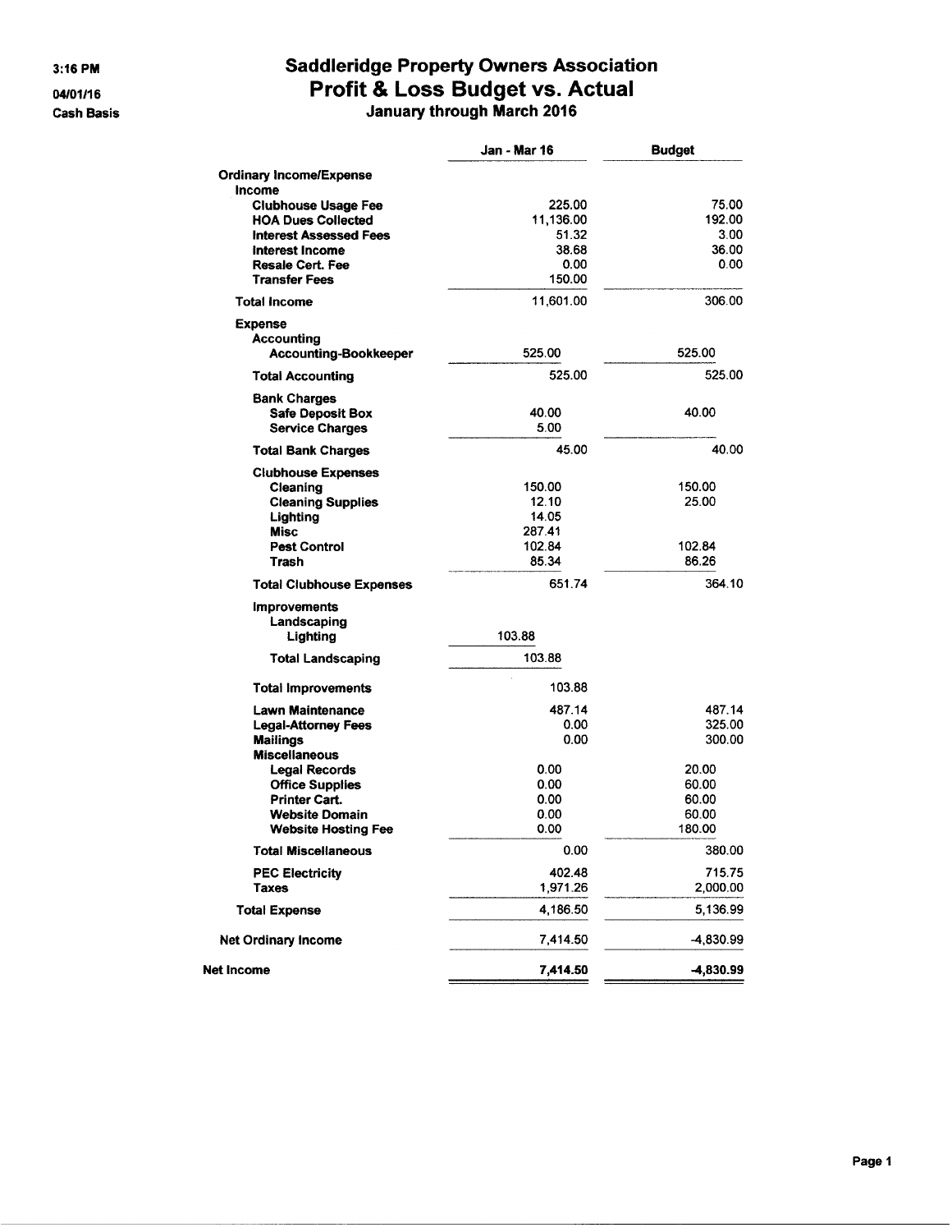3:16 PM

04/01/16

Cash Basis

# Saddleridge Property Owners Association
## Profit & Loss Budget vs. Actual
### January through March 2016

| | Jan - Mar 16 | Budget |
|---|---|---|
| **Ordinary Income/Expense** | | |
| **Income** | | |
| **Clubhouse Usage Fee** | 225.00 | 75.00 |
| **HOA Dues Collected** | 11,136.00 | 192.00 |
| **Interest Assessed Fees** | 51.32 | 3.00 |
| **Interest Income** | 38.68 | 36.00 |
| **Resale Cert. Fee** | 0.00 | 0.00 |
| **Transfer Fees** | 150.00 | |
| **Total Income** | 11,601.00 | 306.00 |
| **Expense** | | |
| **Accounting** | | |
| **Accounting-Bookkeeper** | 525.00 | 525.00 |
| **Total Accounting** | 525.00 | 525.00 |
| **Bank Charges** | | |
| **Safe Deposit Box** | 40.00 | 40.00 |
| **Service Charges** | 5.00 | |
| **Total Bank Charges** | 45.00 | 40.00 |
| **Clubhouse Expenses** | | |
| **Cleaning** | 150.00 | 150.00 |
| **Cleaning Supplies** | 12.10 | 25.00 |
| **Lighting** | 14.05 | |
| **Misc** | 287.41 | |
| **Pest Control** | 102.84 | 102.84 |
| **Trash** | 85.34 | 86.26 |
| **Total Clubhouse Expenses** | 651.74 | 364.10 |
| **Improvements** | | |
| **Landscaping** | | |
| **Lighting** | 103.88 | |
| **Total Landscaping** | 103.88 | |
| **Total Improvements** | 103.88 | |
| **Lawn Maintenance** | 487.14 | 487.14 |
| **Legal-Attorney Fees** | 0.00 | 325.00 |
| **Mailings** | 0.00 | 300.00 |
| **Miscellaneous** | | |
| **Legal Records** | 0.00 | 20.00 |
| **Office Supplies** | 0.00 | 60.00 |
| **Printer Cart.** | 0.00 | 60.00 |
| **Website Domain** | 0.00 | 60.00 |
| **Website Hosting Fee** | 0.00 | 180.00 |
| **Total Miscellaneous** | 0.00 | 380.00 |
| **PEC Electricity** | 402.48 | 715.75 |
| **Taxes** | 1,971.26 | 2,000.00 |
| **Total Expense** | 4,186.50 | 5,136.99 |
| **Net Ordinary Income** | 7,414.50 | -4,830.99 |
| **Net Income** | **7,414.50** | **-4,830.99** |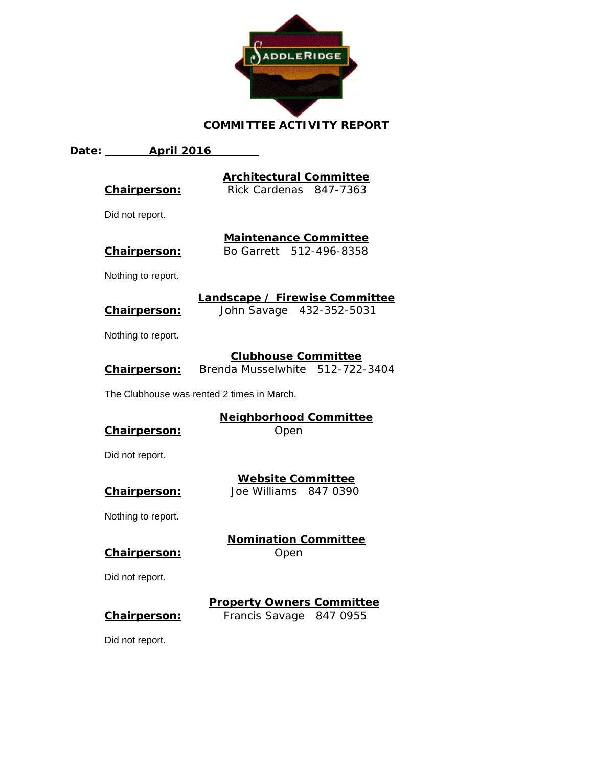SADDLERIDGE

# COMMITTEE ACTIVITY REPORT

**Date:** **April 2016**

## Architectural Committee

**Chairperson:** Rick Cardenas 847-7363

Did not report.

## Maintenance Committee

**Chairperson:** Bo Garrett 512-496-8358

Nothing to report.

## Landscape / Firewise Committee

**Chairperson:** John Savage 432-352-5031

Nothing to report.

## Clubhouse Committee

**Chairperson:** Brenda Musselwhite 512-722-3404

The Clubhouse was rented 2 times in March.

## Neighborhood Committee

**Chairperson:** Open

Did not report.

## Website Committee

**Chairperson:** Joe Williams 847 0390

Nothing to report.

## Nomination Committee

**Chairperson:** Open

Did not report.

## Property Owners Committee

**Chairperson:** Francis Savage 847 0955

Did not report.